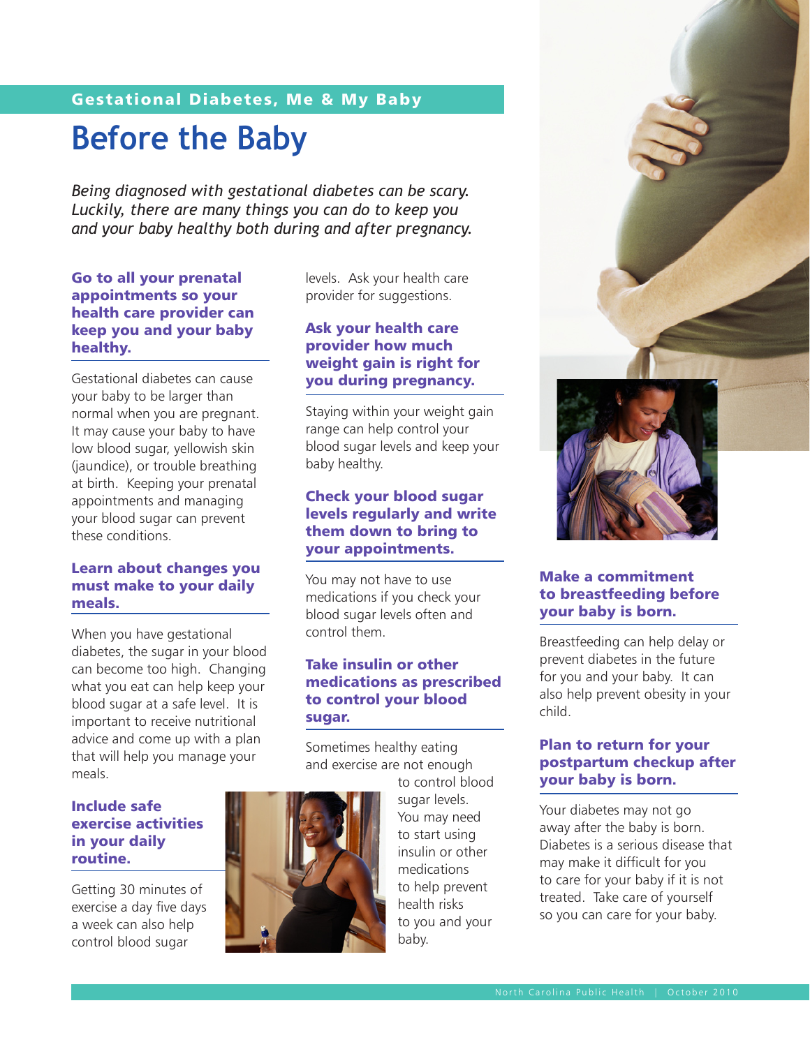Gestational Diabetes, Me & My Baby

# Before the Baby

*Being diagnosed with gestational diabetes can be scary. Luckily, there are many things you can do to keep you and your baby healthy both during and after pregnancy.*

### Go to all your prenatal appointments so your health care provider can keep you and your baby healthy.

Gestational diabetes can cause your baby to be larger than normal when you are pregnant. It may cause your baby to have low blood sugar, yellowish skin (jaundice), or trouble breathing at birth. Keeping your prenatal appointments and managing your blood sugar can prevent these conditions.

### Learn about changes you must make to your daily meals.

When you have gestational diabetes, the sugar in your blood can become too high. Changing what you eat can help keep your blood sugar at a safe level. It is important to receive nutritional advice and come up with a plan that will help you manage your meals.

### Include safe exercise activities in your daily routine.

Getting 30 minutes of exercise a day five days a week can also help control blood sugar levels. Ask your health care provider for suggestions.

### Ask your health care provider how much weight gain is right for you during pregnancy.

Staying within your weight gain range can help control your blood sugar levels and keep your baby healthy.

### Check your blood sugar levels regularly and write them down to bring to your appointments.

You may not have to use medications if you check your blood sugar levels often and control them.

### Take insulin or other medications as prescribed to control your blood sugar.

Sometimes healthy eating and exercise are not enough to control blood sugar levels. You may need to start using insulin or other medications to help prevent health risks to you and your baby.

### Make a commitment to breastfeeding before your baby is born.

Breastfeeding can help delay or prevent diabetes in the future for you and your baby. It can also help prevent obesity in your child.

### Plan to return for your postpartum checkup after your baby is born.

Your diabetes may not go away after the baby is born. Diabetes is a serious disease that may make it difficult for you to care for your baby if it is not treated. Take care of yourself so you can care for your baby.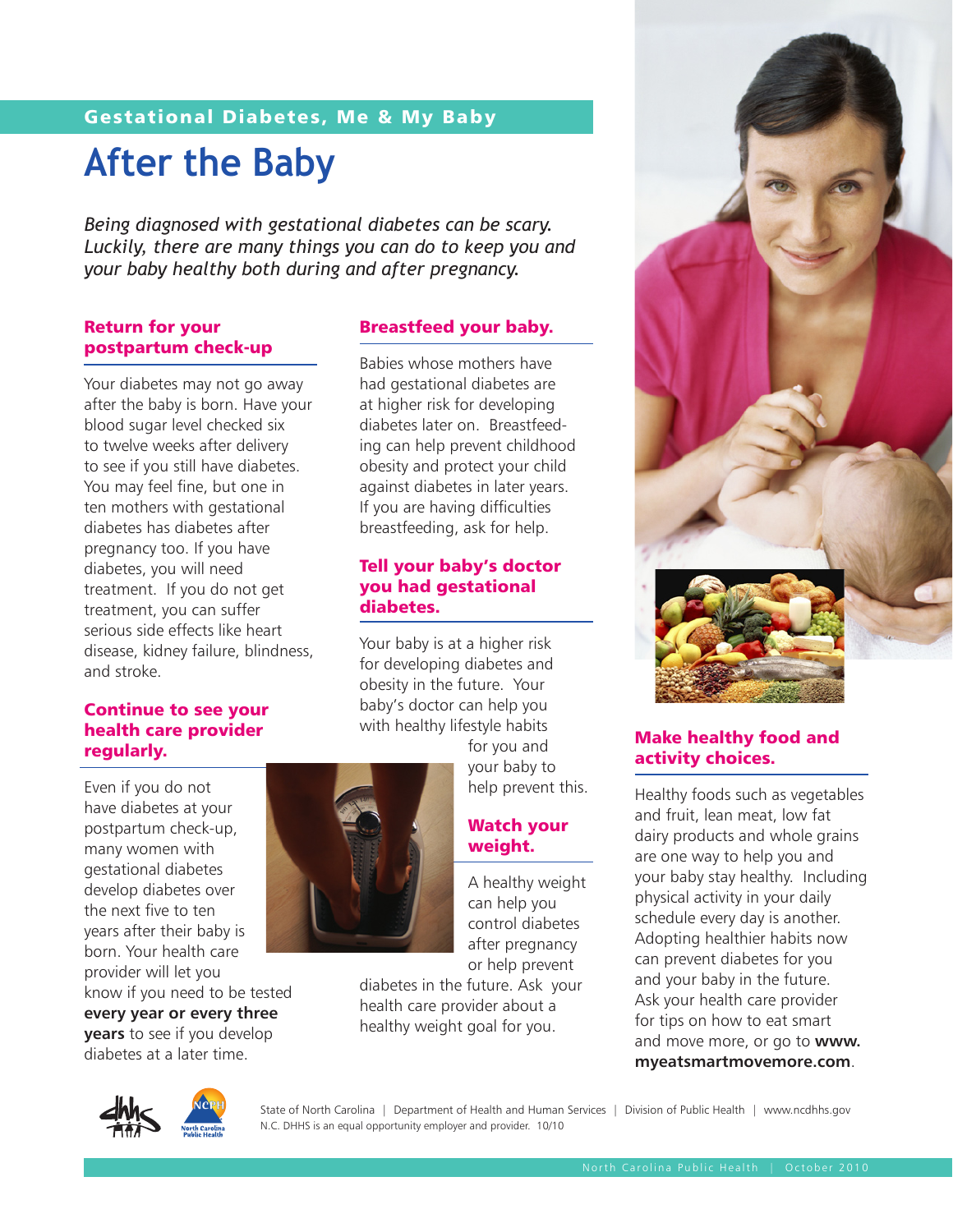Gestational Diabetes, Me & My Baby

# After the Baby

*Being diagnosed with gestational diabetes can be scary. Luckily, there are many things you can do to keep you and your baby healthy both during and after pregnancy.*

## Return for your postpartum check-up

Your diabetes may not go away after the baby is born. Have your blood sugar level checked six to twelve weeks after delivery to see if you still have diabetes. You may feel fine, but one in ten mothers with gestational diabetes has diabetes after pregnancy too. If you have diabetes, you will need treatment. If you do not get treatment, you can suffer serious side effects like heart disease, kidney failure, blindness, and stroke.

## Continue to see your health care provider regularly.

Even if you do not have diabetes at your postpartum check-up, many women with gestational diabetes develop diabetes over the next five to ten years after their baby is born. Your health care provider will let you know if you need to be tested **every year or every three years** to see if you develop diabetes at a later time.

## Breastfeed your baby.

Babies whose mothers have had gestational diabetes are at higher risk for developing diabetes later on. Breastfeeding can help prevent childhood obesity and protect your child against diabetes in later years. If you are having difficulties breastfeeding, ask for help.

## Tell your baby's doctor you had gestational diabetes.

Your baby is at a higher risk for developing diabetes and obesity in the future. Your baby's doctor can help you with healthy lifestyle habits for you and your baby to help prevent this.

## Watch your weight.

A healthy weight can help you control diabetes after pregnancy or help prevent diabetes in the future. Ask your health care provider about a healthy weight goal for you.

## Make healthy food and activity choices.

Healthy foods such as vegetables and fruit, lean meat, low fat dairy products and whole grains are one way to help you and your baby stay healthy. Including physical activity in your daily schedule every day is another. Adopting healthier habits now can prevent diabetes for you and your baby in the future. Ask your health care provider for tips on how to eat smart and move more, or go to **www.myeatsmartmovemore.com**.

State of North Carolina | Department of Health and Human Services | Division of Public Health | www.ncdhhs.gov
N.C. DHHS is an equal opportunity employer and provider. 10/10

North Carolina Public Health | October 2010